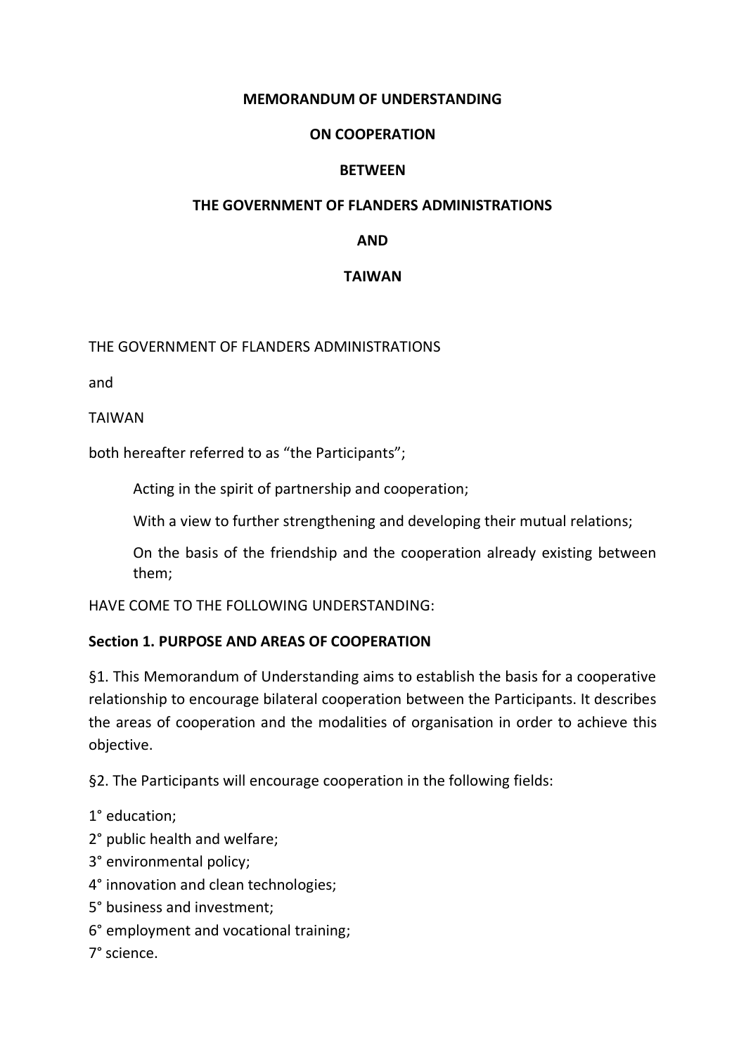**MEMORANDUM OF UNDERSTANDING**

**ON COOPERATION**

**BETWEEN**

**THE GOVERNMENT OF FLANDERS ADMINISTRATIONS**

**AND**

**TAIWAN**

THE GOVERNMENT OF FLANDERS ADMINISTRATIONS

and

TAIWAN

both hereafter referred to as "the Participants";

> Acting in the spirit of partnership and cooperation;
>
> With a view to further strengthening and developing their mutual relations;
>
> On the basis of the friendship and the cooperation already existing between them;

HAVE COME TO THE FOLLOWING UNDERSTANDING:

**Section 1. PURPOSE AND AREAS OF COOPERATION**

§1. This Memorandum of Understanding aims to establish the basis for a cooperative relationship to encourage bilateral cooperation between the Participants. It describes the areas of cooperation and the modalities of organisation in order to achieve this objective.

§2. The Participants will encourage cooperation in the following fields:

1° education;
2° public health and welfare;
3° environmental policy;
4° innovation and clean technologies;
5° business and investment;
6° employment and vocational training;
7° science.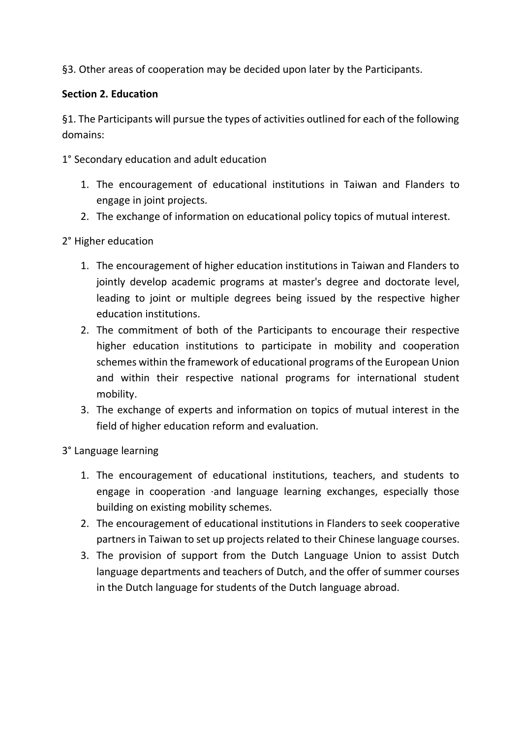§3. Other areas of cooperation may be decided upon later by the Participants.

**Section 2. Education**

§1. The Participants will pursue the types of activities outlined for each of the following domains:

1° Secondary education and adult education

1. The encouragement of educational institutions in Taiwan and Flanders to engage in joint projects.
2. The exchange of information on educational policy topics of mutual interest.

2° Higher education

1. The encouragement of higher education institutions in Taiwan and Flanders to jointly develop academic programs at master's degree and doctorate level, leading to joint or multiple degrees being issued by the respective higher education institutions.
2. The commitment of both of the Participants to encourage their respective higher education institutions to participate in mobility and cooperation schemes within the framework of educational programs of the European Union and within their respective national programs for international student mobility.
3. The exchange of experts and information on topics of mutual interest in the field of higher education reform and evaluation.

3° Language learning

1. The encouragement of educational institutions, teachers, and students to engage in cooperation ·and language learning exchanges, especially those building on existing mobility schemes.
2. The encouragement of educational institutions in Flanders to seek cooperative partners in Taiwan to set up projects related to their Chinese language courses.
3. The provision of support from the Dutch Language Union to assist Dutch language departments and teachers of Dutch, and the offer of summer courses in the Dutch language for students of the Dutch language abroad.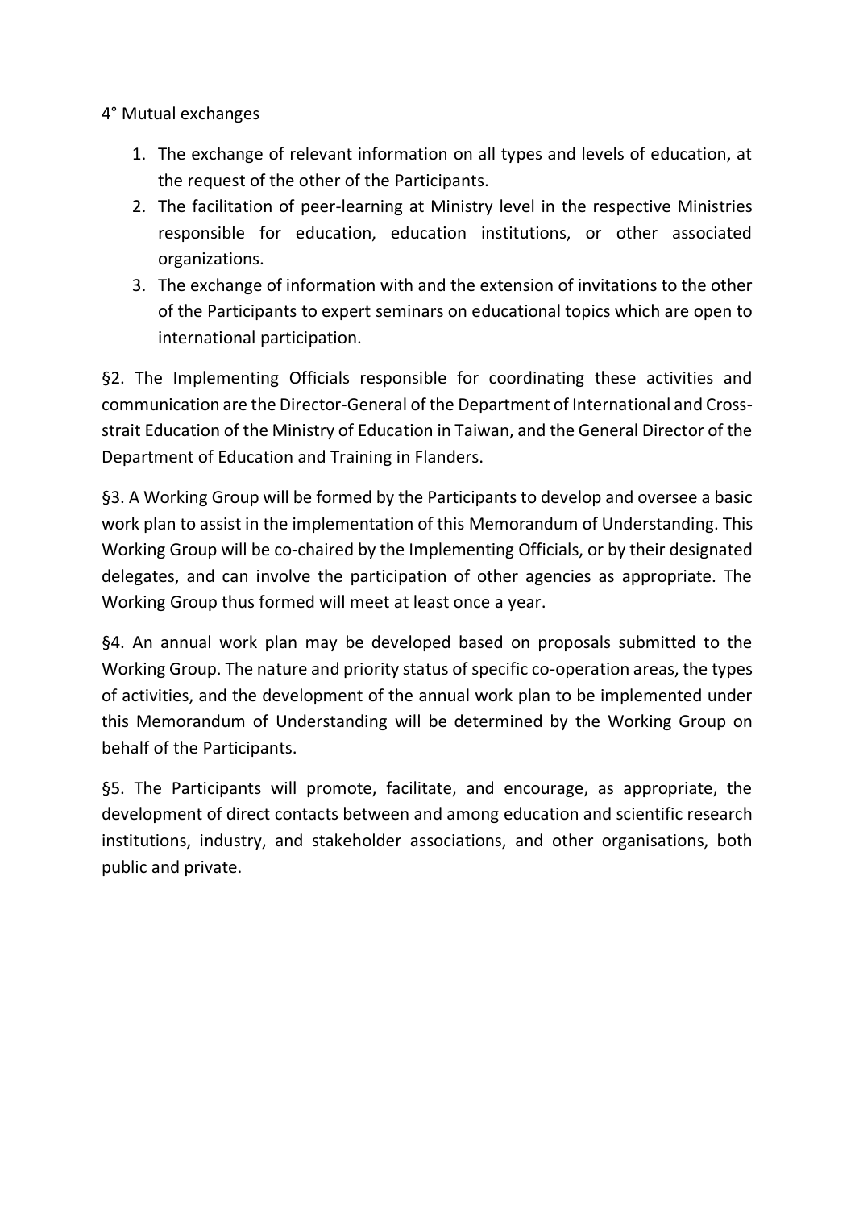4° Mutual exchanges

1. The exchange of relevant information on all types and levels of education, at the request of the other of the Participants.
2. The facilitation of peer-learning at Ministry level in the respective Ministries responsible for education, education institutions, or other associated organizations.
3. The exchange of information with and the extension of invitations to the other of the Participants to expert seminars on educational topics which are open to international participation.

§2. The Implementing Officials responsible for coordinating these activities and communication are the Director-General of the Department of International and Cross-strait Education of the Ministry of Education in Taiwan, and the General Director of the Department of Education and Training in Flanders.

§3. A Working Group will be formed by the Participants to develop and oversee a basic work plan to assist in the implementation of this Memorandum of Understanding. This Working Group will be co-chaired by the Implementing Officials, or by their designated delegates, and can involve the participation of other agencies as appropriate. The Working Group thus formed will meet at least once a year.

§4. An annual work plan may be developed based on proposals submitted to the Working Group. The nature and priority status of specific co-operation areas, the types of activities, and the development of the annual work plan to be implemented under this Memorandum of Understanding will be determined by the Working Group on behalf of the Participants.

§5. The Participants will promote, facilitate, and encourage, as appropriate, the development of direct contacts between and among education and scientific research institutions, industry, and stakeholder associations, and other organisations, both public and private.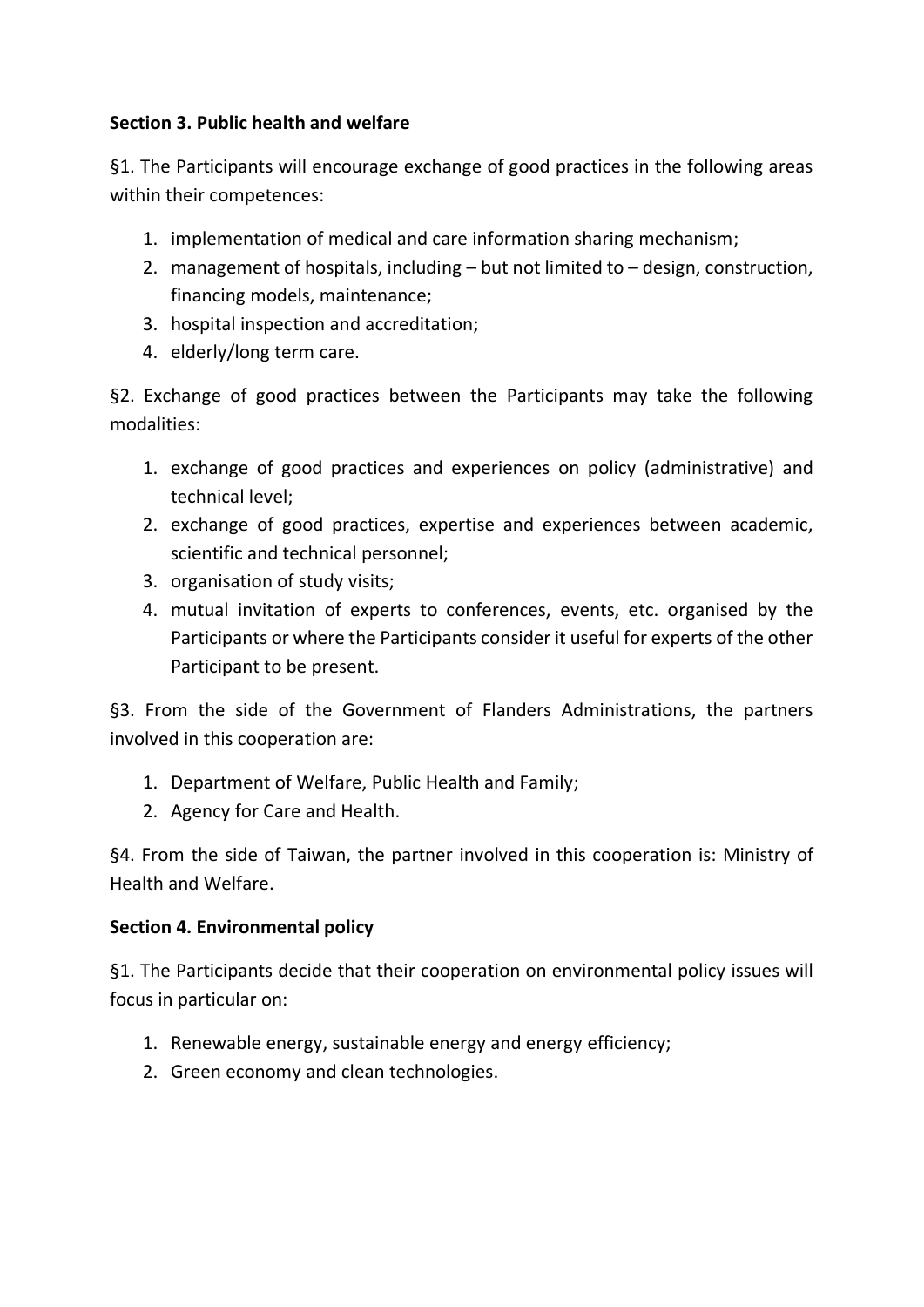**Section 3. Public health and welfare**

§1. The Participants will encourage exchange of good practices in the following areas within their competences:

1. implementation of medical and care information sharing mechanism;
2. management of hospitals, including – but not limited to – design, construction, financing models, maintenance;
3. hospital inspection and accreditation;
4. elderly/long term care.

§2. Exchange of good practices between the Participants may take the following modalities:

1. exchange of good practices and experiences on policy (administrative) and technical level;
2. exchange of good practices, expertise and experiences between academic, scientific and technical personnel;
3. organisation of study visits;
4. mutual invitation of experts to conferences, events, etc. organised by the Participants or where the Participants consider it useful for experts of the other Participant to be present.

§3. From the side of the Government of Flanders Administrations, the partners involved in this cooperation are:

1. Department of Welfare, Public Health and Family;
2. Agency for Care and Health.

§4. From the side of Taiwan, the partner involved in this cooperation is: Ministry of Health and Welfare.

**Section 4. Environmental policy**

§1. The Participants decide that their cooperation on environmental policy issues will focus in particular on:

1. Renewable energy, sustainable energy and energy efficiency;
2. Green economy and clean technologies.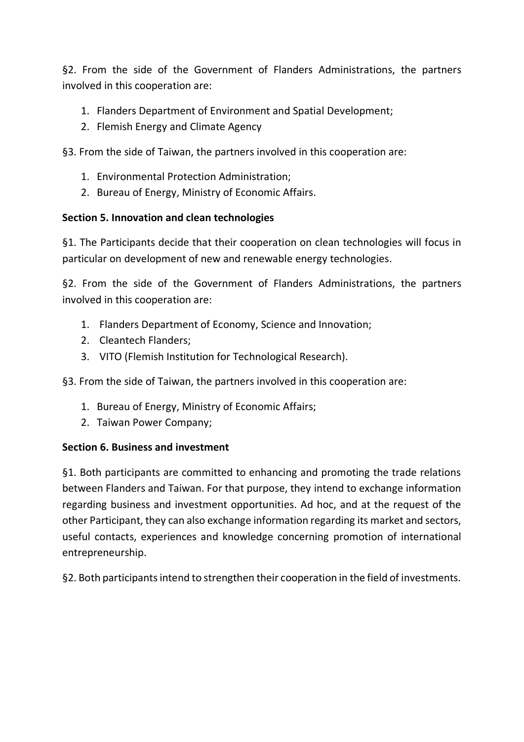§2. From the side of the Government of Flanders Administrations, the partners involved in this cooperation are:

1. Flanders Department of Environment and Spatial Development;
2. Flemish Energy and Climate Agency

§3. From the side of Taiwan, the partners involved in this cooperation are:

1. Environmental Protection Administration;
2. Bureau of Energy, Ministry of Economic Affairs.

**Section 5. Innovation and clean technologies**

§1. The Participants decide that their cooperation on clean technologies will focus in particular on development of new and renewable energy technologies.

§2. From the side of the Government of Flanders Administrations, the partners involved in this cooperation are:

1. Flanders Department of Economy, Science and Innovation;
2. Cleantech Flanders;
3. VITO (Flemish Institution for Technological Research).

§3. From the side of Taiwan, the partners involved in this cooperation are:

1. Bureau of Energy, Ministry of Economic Affairs;
2. Taiwan Power Company;

**Section 6. Business and investment**

§1. Both participants are committed to enhancing and promoting the trade relations between Flanders and Taiwan. For that purpose, they intend to exchange information regarding business and investment opportunities. Ad hoc, and at the request of the other Participant, they can also exchange information regarding its market and sectors, useful contacts, experiences and knowledge concerning promotion of international entrepreneurship.

§2. Both participants intend to strengthen their cooperation in the field of investments.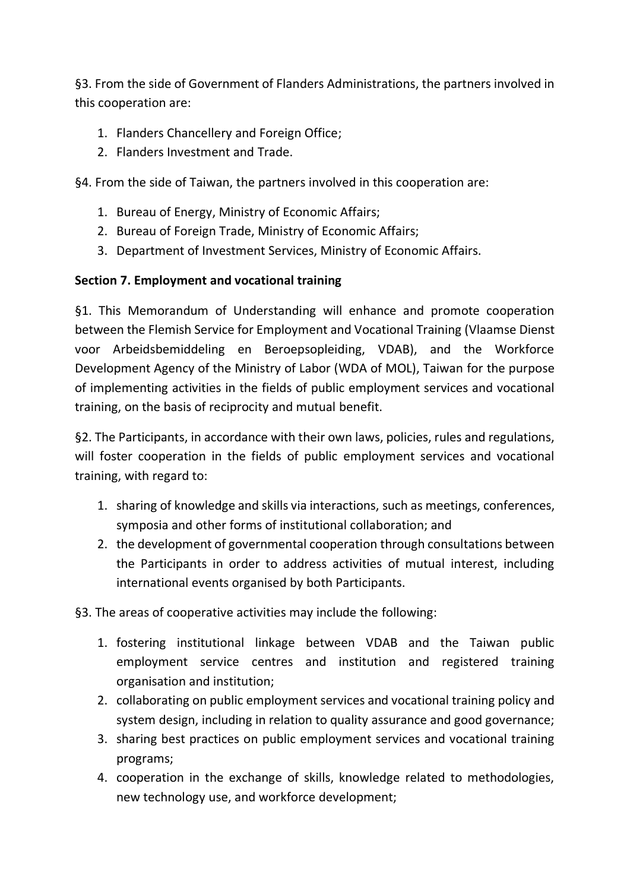§3. From the side of Government of Flanders Administrations, the partners involved in this cooperation are:

1. Flanders Chancellery and Foreign Office;
2. Flanders Investment and Trade.

§4. From the side of Taiwan, the partners involved in this cooperation are:

1. Bureau of Energy, Ministry of Economic Affairs;
2. Bureau of Foreign Trade, Ministry of Economic Affairs;
3. Department of Investment Services, Ministry of Economic Affairs.

**Section 7. Employment and vocational training**

§1. This Memorandum of Understanding will enhance and promote cooperation between the Flemish Service for Employment and Vocational Training (Vlaamse Dienst voor Arbeidsbemiddeling en Beroepsopleiding, VDAB), and the Workforce Development Agency of the Ministry of Labor (WDA of MOL), Taiwan for the purpose of implementing activities in the fields of public employment services and vocational training, on the basis of reciprocity and mutual benefit.

§2. The Participants, in accordance with their own laws, policies, rules and regulations, will foster cooperation in the fields of public employment services and vocational training, with regard to:

1. sharing of knowledge and skills via interactions, such as meetings, conferences, symposia and other forms of institutional collaboration; and
2. the development of governmental cooperation through consultations between the Participants in order to address activities of mutual interest, including international events organised by both Participants.

§3. The areas of cooperative activities may include the following:

1. fostering institutional linkage between VDAB and the Taiwan public employment service centres and institution and registered training organisation and institution;
2. collaborating on public employment services and vocational training policy and system design, including in relation to quality assurance and good governance;
3. sharing best practices on public employment services and vocational training programs;
4. cooperation in the exchange of skills, knowledge related to methodologies, new technology use, and workforce development;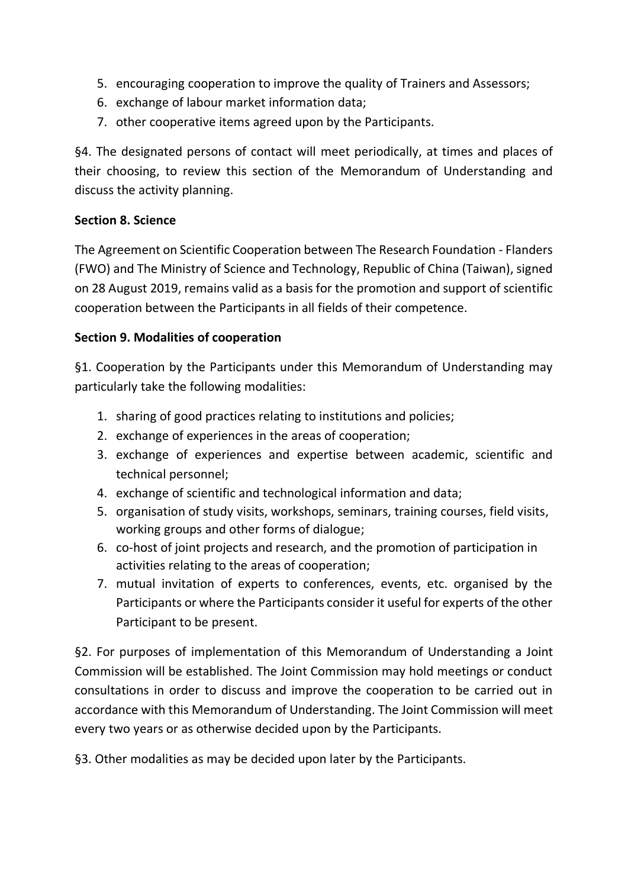5. encouraging cooperation to improve the quality of Trainers and Assessors;
6. exchange of labour market information data;
7. other cooperative items agreed upon by the Participants.

§4. The designated persons of contact will meet periodically, at times and places of their choosing, to review this section of the Memorandum of Understanding and discuss the activity planning.

**Section 8. Science**

The Agreement on Scientific Cooperation between The Research Foundation - Flanders (FWO) and The Ministry of Science and Technology, Republic of China (Taiwan), signed on 28 August 2019, remains valid as a basis for the promotion and support of scientific cooperation between the Participants in all fields of their competence.

**Section 9. Modalities of cooperation**

§1. Cooperation by the Participants under this Memorandum of Understanding may particularly take the following modalities:

1. sharing of good practices relating to institutions and policies;
2. exchange of experiences in the areas of cooperation;
3. exchange of experiences and expertise between academic, scientific and technical personnel;
4. exchange of scientific and technological information and data;
5. organisation of study visits, workshops, seminars, training courses, field visits, working groups and other forms of dialogue;
6. co-host of joint projects and research, and the promotion of participation in activities relating to the areas of cooperation;
7. mutual invitation of experts to conferences, events, etc. organised by the Participants or where the Participants consider it useful for experts of the other Participant to be present.

§2. For purposes of implementation of this Memorandum of Understanding a Joint Commission will be established. The Joint Commission may hold meetings or conduct consultations in order to discuss and improve the cooperation to be carried out in accordance with this Memorandum of Understanding. The Joint Commission will meet every two years or as otherwise decided upon by the Participants.

§3. Other modalities as may be decided upon later by the Participants.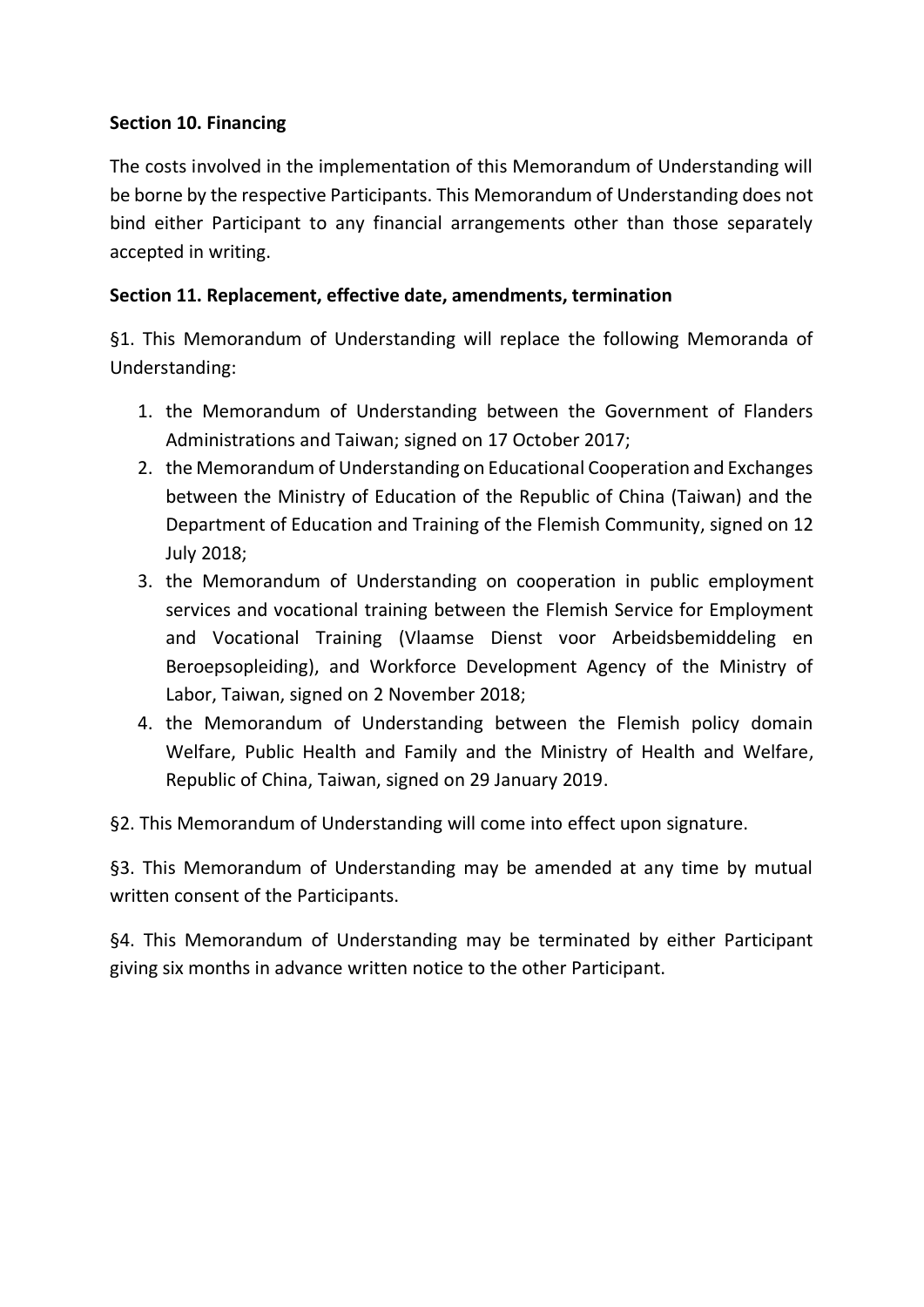**Section 10. Financing**

The costs involved in the implementation of this Memorandum of Understanding will be borne by the respective Participants. This Memorandum of Understanding does not bind either Participant to any financial arrangements other than those separately accepted in writing.

**Section 11. Replacement, effective date, amendments, termination**

§1. This Memorandum of Understanding will replace the following Memoranda of Understanding:

1. the Memorandum of Understanding between the Government of Flanders Administrations and Taiwan; signed on 17 October 2017;
2. the Memorandum of Understanding on Educational Cooperation and Exchanges between the Ministry of Education of the Republic of China (Taiwan) and the Department of Education and Training of the Flemish Community, signed on 12 July 2018;
3. the Memorandum of Understanding on cooperation in public employment services and vocational training between the Flemish Service for Employment and Vocational Training (Vlaamse Dienst voor Arbeidsbemiddeling en Beroepsopleiding), and Workforce Development Agency of the Ministry of Labor, Taiwan, signed on 2 November 2018;
4. the Memorandum of Understanding between the Flemish policy domain Welfare, Public Health and Family and the Ministry of Health and Welfare, Republic of China, Taiwan, signed on 29 January 2019.

§2. This Memorandum of Understanding will come into effect upon signature.

§3. This Memorandum of Understanding may be amended at any time by mutual written consent of the Participants.

§4. This Memorandum of Understanding may be terminated by either Participant giving six months in advance written notice to the other Participant.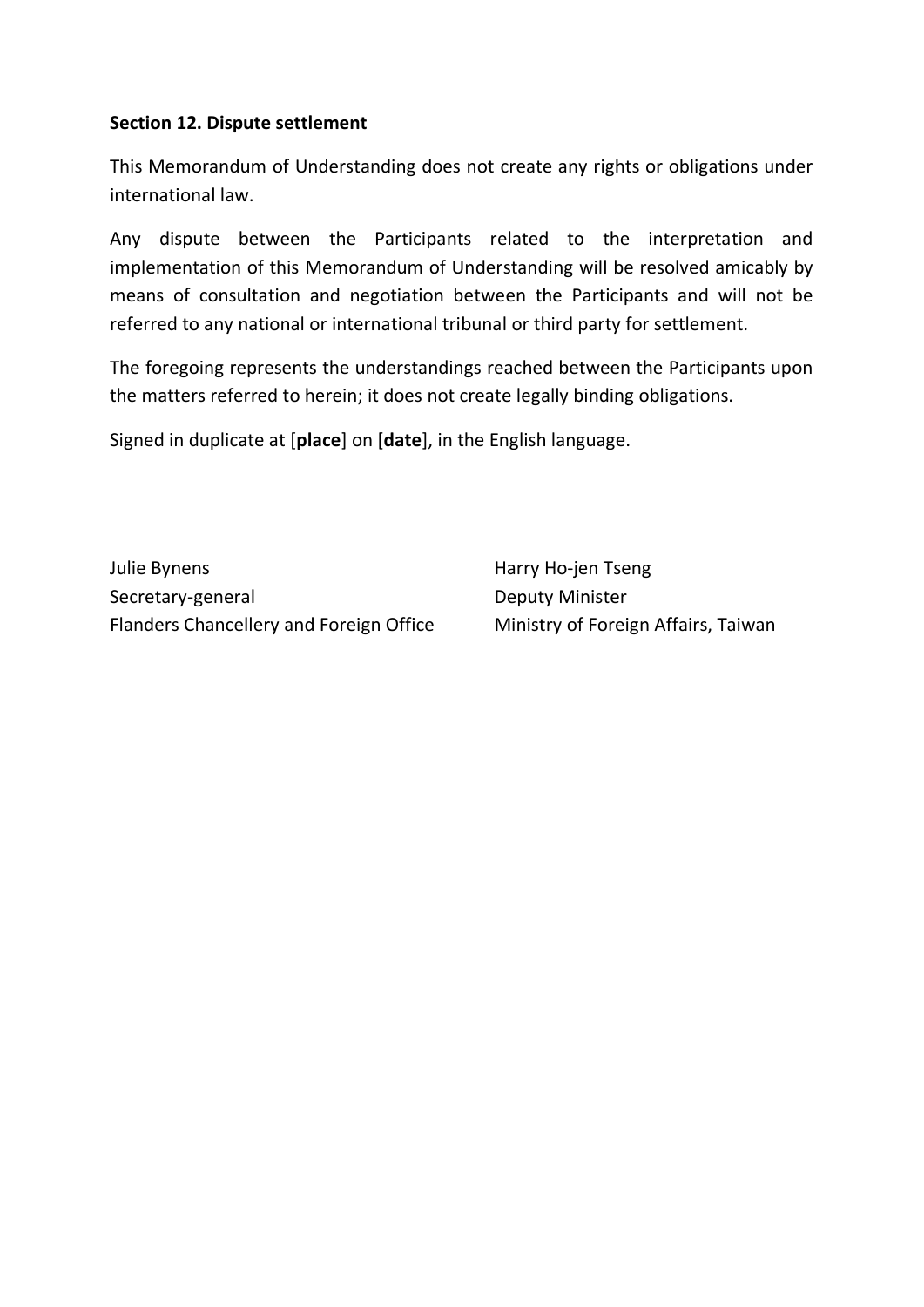**Section 12. Dispute settlement**

This Memorandum of Understanding does not create any rights or obligations under international law.

Any dispute between the Participants related to the interpretation and implementation of this Memorandum of Understanding will be resolved amicably by means of consultation and negotiation between the Participants and will not be referred to any national or international tribunal or third party for settlement.

The foregoing represents the understandings reached between the Participants upon the matters referred to herein; it does not create legally binding obligations.

Signed in duplicate at [**place**] on [**date**], in the English language.

Julie Bynens
Secretary-general
Flanders Chancellery and Foreign Office

Harry Ho-jen Tseng
Deputy Minister
Ministry of Foreign Affairs, Taiwan